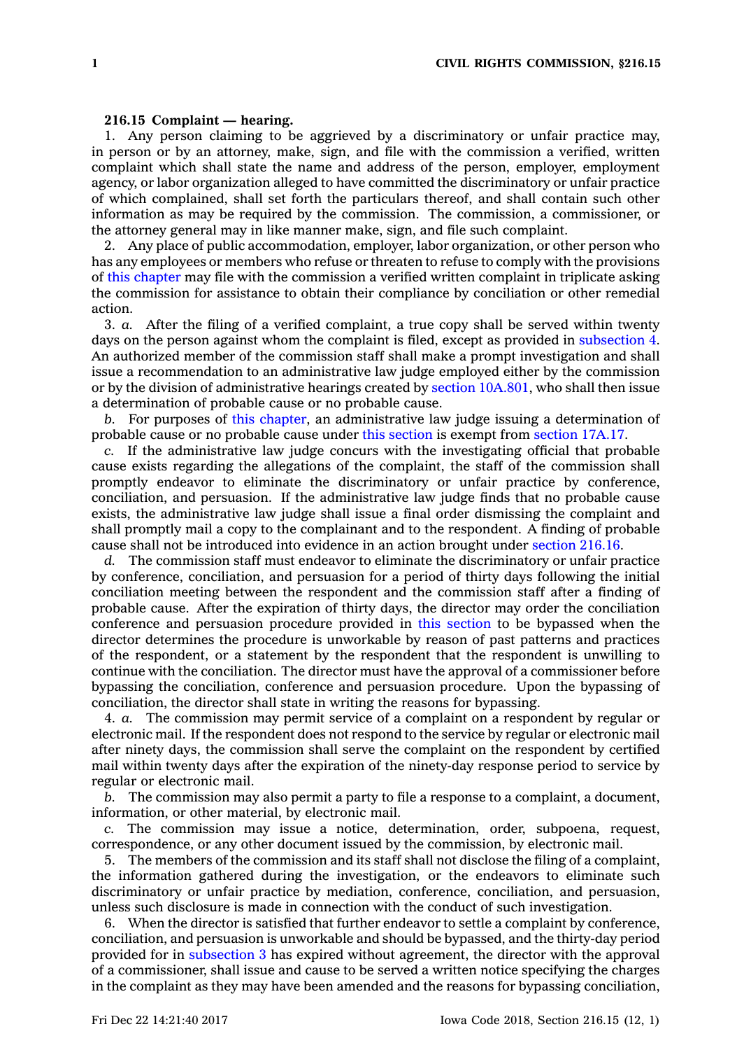**216.15 Complaint — hearing.**

1. Any person claiming to be aggrieved by a discriminatory or unfair practice may, in person or by an attorney, make, sign, and file with the commission a verified, written complaint which shall state the name and address of the person, employer, employment agency, or labor organization alleged to have committed the discriminatory or unfair practice of which complained, shall set forth the particulars thereof, and shall contain such other information as may be required by the commission. The commission, a commissioner, or the attorney general may in like manner make, sign, and file such complaint.

2. Any place of public accommodation, employer, labor organization, or other person who has any employees or members who refuse or threaten to refuse to comply with the provisions of this chapter may file with the commission a verified written complaint in triplicate asking the commission for assistance to obtain their compliance by conciliation or other remedial action.

3. *a.* After the filing of a verified complaint, a true copy shall be served within twenty days on the person against whom the complaint is filed, except as provided in subsection 4. An authorized member of the commission staff shall make a prompt investigation and shall issue a recommendation to an administrative law judge employed either by the commission or by the division of administrative hearings created by section 10A.801, who shall then issue a determination of probable cause or no probable cause.

*b.* For purposes of this chapter, an administrative law judge issuing a determination of probable cause or no probable cause under this section is exempt from section 17A.17.

*c.* If the administrative law judge concurs with the investigating official that probable cause exists regarding the allegations of the complaint, the staff of the commission shall promptly endeavor to eliminate the discriminatory or unfair practice by conference, conciliation, and persuasion. If the administrative law judge finds that no probable cause exists, the administrative law judge shall issue a final order dismissing the complaint and shall promptly mail a copy to the complainant and to the respondent. A finding of probable cause shall not be introduced into evidence in an action brought under section 216.16.

*d.* The commission staff must endeavor to eliminate the discriminatory or unfair practice by conference, conciliation, and persuasion for a period of thirty days following the initial conciliation meeting between the respondent and the commission staff after a finding of probable cause. After the expiration of thirty days, the director may order the conciliation conference and persuasion procedure provided in this section to be bypassed when the director determines the procedure is unworkable by reason of past patterns and practices of the respondent, or a statement by the respondent that the respondent is unwilling to continue with the conciliation. The director must have the approval of a commissioner before bypassing the conciliation, conference and persuasion procedure. Upon the bypassing of conciliation, the director shall state in writing the reasons for bypassing.

4. *a.* The commission may permit service of a complaint on a respondent by regular or electronic mail. If the respondent does not respond to the service by regular or electronic mail after ninety days, the commission shall serve the complaint on the respondent by certified mail within twenty days after the expiration of the ninety-day response period to service by regular or electronic mail.

*b.* The commission may also permit a party to file a response to a complaint, a document, information, or other material, by electronic mail.

*c.* The commission may issue a notice, determination, order, subpoena, request, correspondence, or any other document issued by the commission, by electronic mail.

5. The members of the commission and its staff shall not disclose the filing of a complaint, the information gathered during the investigation, or the endeavors to eliminate such discriminatory or unfair practice by mediation, conference, conciliation, and persuasion, unless such disclosure is made in connection with the conduct of such investigation.

6. When the director is satisfied that further endeavor to settle a complaint by conference, conciliation, and persuasion is unworkable and should be bypassed, and the thirty-day period provided for in subsection 3 has expired without agreement, the director with the approval of a commissioner, shall issue and cause to be served a written notice specifying the charges in the complaint as they may have been amended and the reasons for bypassing conciliation,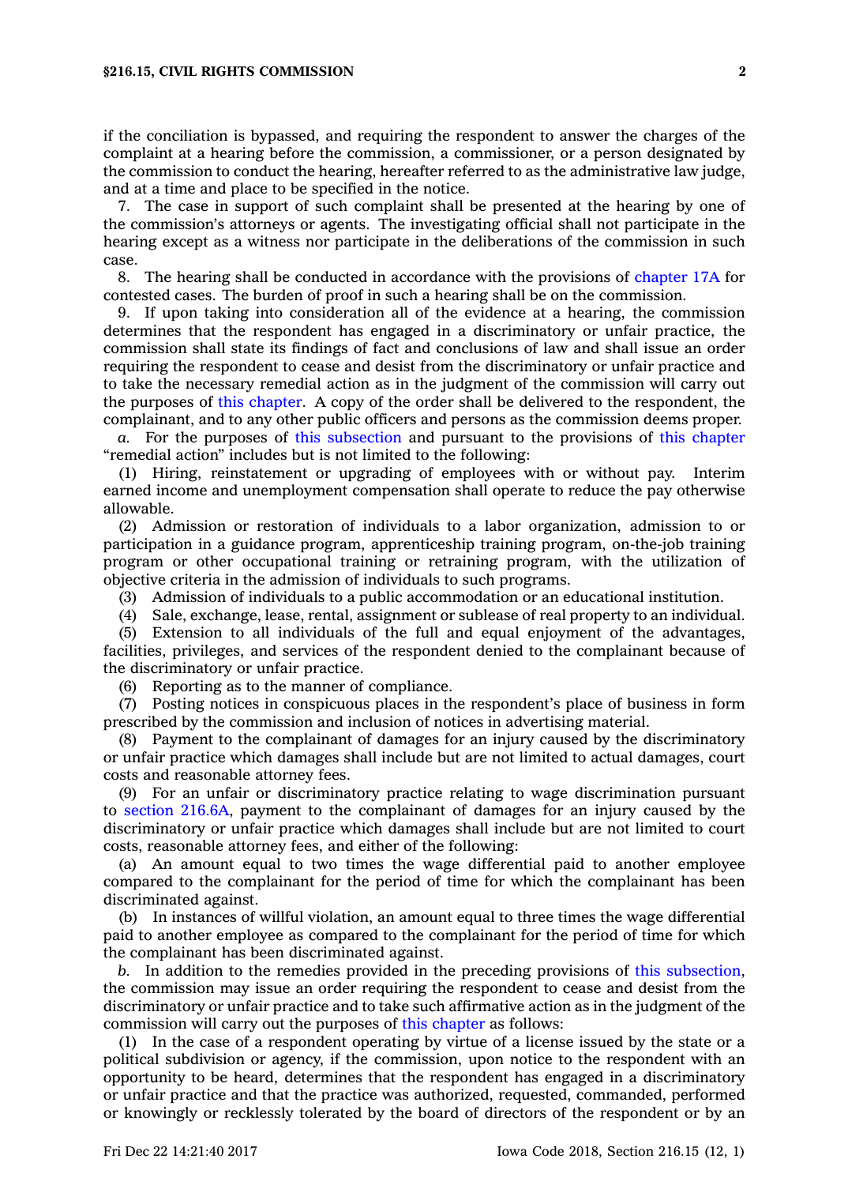if the conciliation is bypassed, and requiring the respondent to answer the charges of the complaint at a hearing before the commission, a commissioner, or a person designated by the commission to conduct the hearing, hereafter referred to as the administrative law judge, and at a time and place to be specified in the notice.

7. The case in support of such complaint shall be presented at the hearing by one of the commission's attorneys or agents. The investigating official shall not participate in the hearing except as a witness nor participate in the deliberations of the commission in such case.

8. The hearing shall be conducted in accordance with the provisions of chapter 17A for contested cases. The burden of proof in such a hearing shall be on the commission.

9. If upon taking into consideration all of the evidence at a hearing, the commission determines that the respondent has engaged in a discriminatory or unfair practice, the commission shall state its findings of fact and conclusions of law and shall issue an order requiring the respondent to cease and desist from the discriminatory or unfair practice and to take the necessary remedial action as in the judgment of the commission will carry out the purposes of this chapter. A copy of the order shall be delivered to the respondent, the complainant, and to any other public officers and persons as the commission deems proper.

*a.* For the purposes of this subsection and pursuant to the provisions of this chapter "remedial action" includes but is not limited to the following:

(1) Hiring, reinstatement or upgrading of employees with or without pay. Interim earned income and unemployment compensation shall operate to reduce the pay otherwise allowable.

(2) Admission or restoration of individuals to a labor organization, admission to or participation in a guidance program, apprenticeship training program, on-the-job training program or other occupational training or retraining program, with the utilization of objective criteria in the admission of individuals to such programs.

(3) Admission of individuals to a public accommodation or an educational institution.

(4) Sale, exchange, lease, rental, assignment or sublease of real property to an individual.

(5) Extension to all individuals of the full and equal enjoyment of the advantages, facilities, privileges, and services of the respondent denied to the complainant because of the discriminatory or unfair practice.

(6) Reporting as to the manner of compliance.

(7) Posting notices in conspicuous places in the respondent's place of business in form prescribed by the commission and inclusion of notices in advertising material.

(8) Payment to the complainant of damages for an injury caused by the discriminatory or unfair practice which damages shall include but are not limited to actual damages, court costs and reasonable attorney fees.

(9) For an unfair or discriminatory practice relating to wage discrimination pursuant to section 216.6A, payment to the complainant of damages for an injury caused by the discriminatory or unfair practice which damages shall include but are not limited to court costs, reasonable attorney fees, and either of the following:

(a) An amount equal to two times the wage differential paid to another employee compared to the complainant for the period of time for which the complainant has been discriminated against.

(b) In instances of willful violation, an amount equal to three times the wage differential paid to another employee as compared to the complainant for the period of time for which the complainant has been discriminated against.

*b.* In addition to the remedies provided in the preceding provisions of this subsection, the commission may issue an order requiring the respondent to cease and desist from the discriminatory or unfair practice and to take such affirmative action as in the judgment of the commission will carry out the purposes of this chapter as follows:

(1) In the case of a respondent operating by virtue of a license issued by the state or a political subdivision or agency, if the commission, upon notice to the respondent with an opportunity to be heard, determines that the respondent has engaged in a discriminatory or unfair practice and that the practice was authorized, requested, commanded, performed or knowingly or recklessly tolerated by the board of directors of the respondent or by an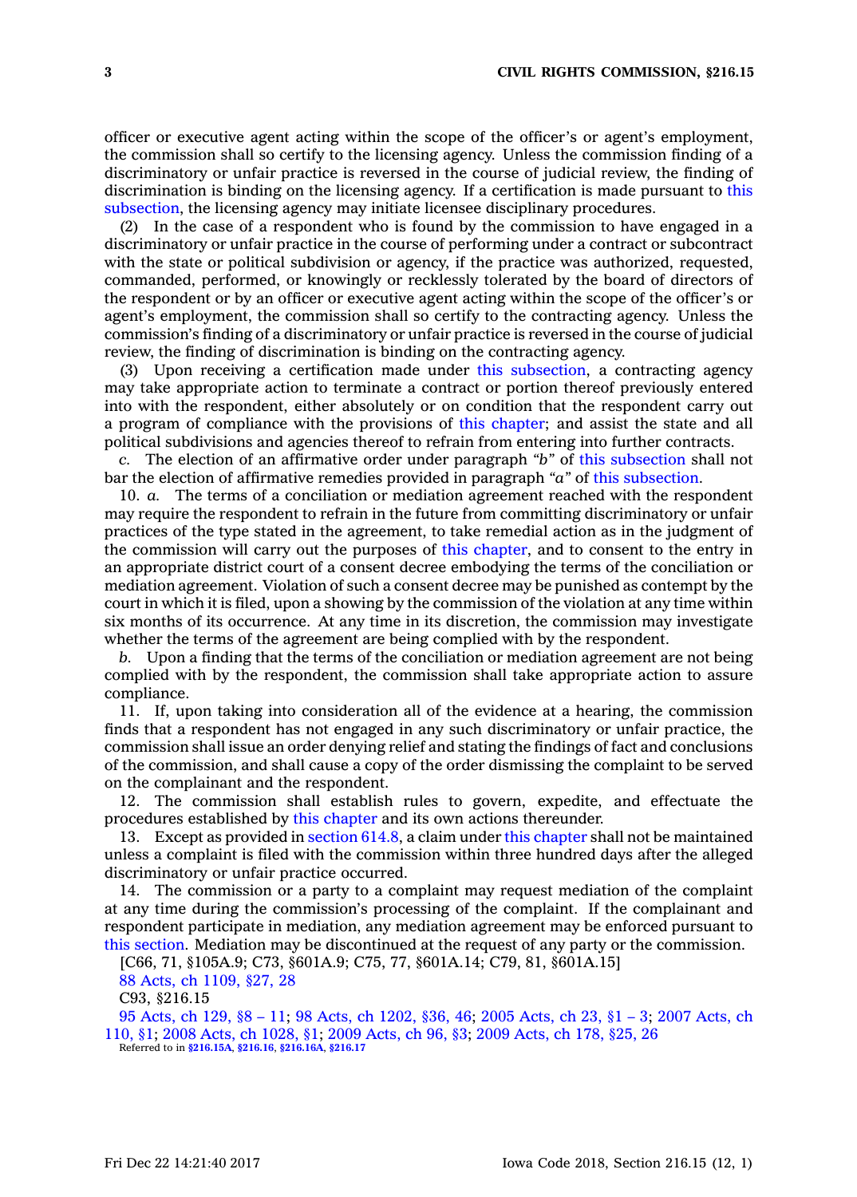officer or executive agent acting within the scope of the officer's or agent's employment, the commission shall so certify to the licensing agency. Unless the commission finding of a discriminatory or unfair practice is reversed in the course of judicial review, the finding of discrimination is binding on the licensing agency. If a certification is made pursuant to this subsection, the licensing agency may initiate licensee disciplinary procedures.

(2) In the case of a respondent who is found by the commission to have engaged in a discriminatory or unfair practice in the course of performing under a contract or subcontract with the state or political subdivision or agency, if the practice was authorized, requested, commanded, performed, or knowingly or recklessly tolerated by the board of directors of the respondent or by an officer or executive agent acting within the scope of the officer's or agent's employment, the commission shall so certify to the contracting agency. Unless the commission's finding of a discriminatory or unfair practice is reversed in the course of judicial review, the finding of discrimination is binding on the contracting agency.

(3) Upon receiving a certification made under this subsection, a contracting agency may take appropriate action to terminate a contract or portion thereof previously entered into with the respondent, either absolutely or on condition that the respondent carry out a program of compliance with the provisions of this chapter; and assist the state and all political subdivisions and agencies thereof to refrain from entering into further contracts.

*c.* The election of an affirmative order under paragraph *"b"* of this subsection shall not bar the election of affirmative remedies provided in paragraph *"a"* of this subsection.

10. *a.* The terms of a conciliation or mediation agreement reached with the respondent may require the respondent to refrain in the future from committing discriminatory or unfair practices of the type stated in the agreement, to take remedial action as in the judgment of the commission will carry out the purposes of this chapter, and to consent to the entry in an appropriate district court of a consent decree embodying the terms of the conciliation or mediation agreement. Violation of such a consent decree may be punished as contempt by the court in which it is filed, upon a showing by the commission of the violation at any time within six months of its occurrence. At any time in its discretion, the commission may investigate whether the terms of the agreement are being complied with by the respondent.

*b.* Upon a finding that the terms of the conciliation or mediation agreement are not being complied with by the respondent, the commission shall take appropriate action to assure compliance.

11. If, upon taking into consideration all of the evidence at a hearing, the commission finds that a respondent has not engaged in any such discriminatory or unfair practice, the commission shall issue an order denying relief and stating the findings of fact and conclusions of the commission, and shall cause a copy of the order dismissing the complaint to be served on the complainant and the respondent.

12. The commission shall establish rules to govern, expedite, and effectuate the procedures established by this chapter and its own actions thereunder.

13. Except as provided in section 614.8, a claim under this chapter shall not be maintained unless a complaint is filed with the commission within three hundred days after the alleged discriminatory or unfair practice occurred.

14. The commission or a party to a complaint may request mediation of the complaint at any time during the commission's processing of the complaint. If the complainant and respondent participate in mediation, any mediation agreement may be enforced pursuant to this section. Mediation may be discontinued at the request of any party or the commission.

[C66, 71, §105A.9; C73, §601A.9; C75, 77, §601A.14; C79, 81, §601A.15]

88 Acts, ch 1109, §27, 28

C93, §216.15

95 Acts, ch 129, §8 – 11; 98 Acts, ch 1202, §36, 46; 2005 Acts, ch 23, §1 – 3; 2007 Acts, ch 110, §1; 2008 Acts, ch 1028, §1; 2009 Acts, ch 96, §3; 2009 Acts, ch 178, §25, 26

Referred to in **§216.15A**, **§216.16**, **§216.16A**, **§216.17**